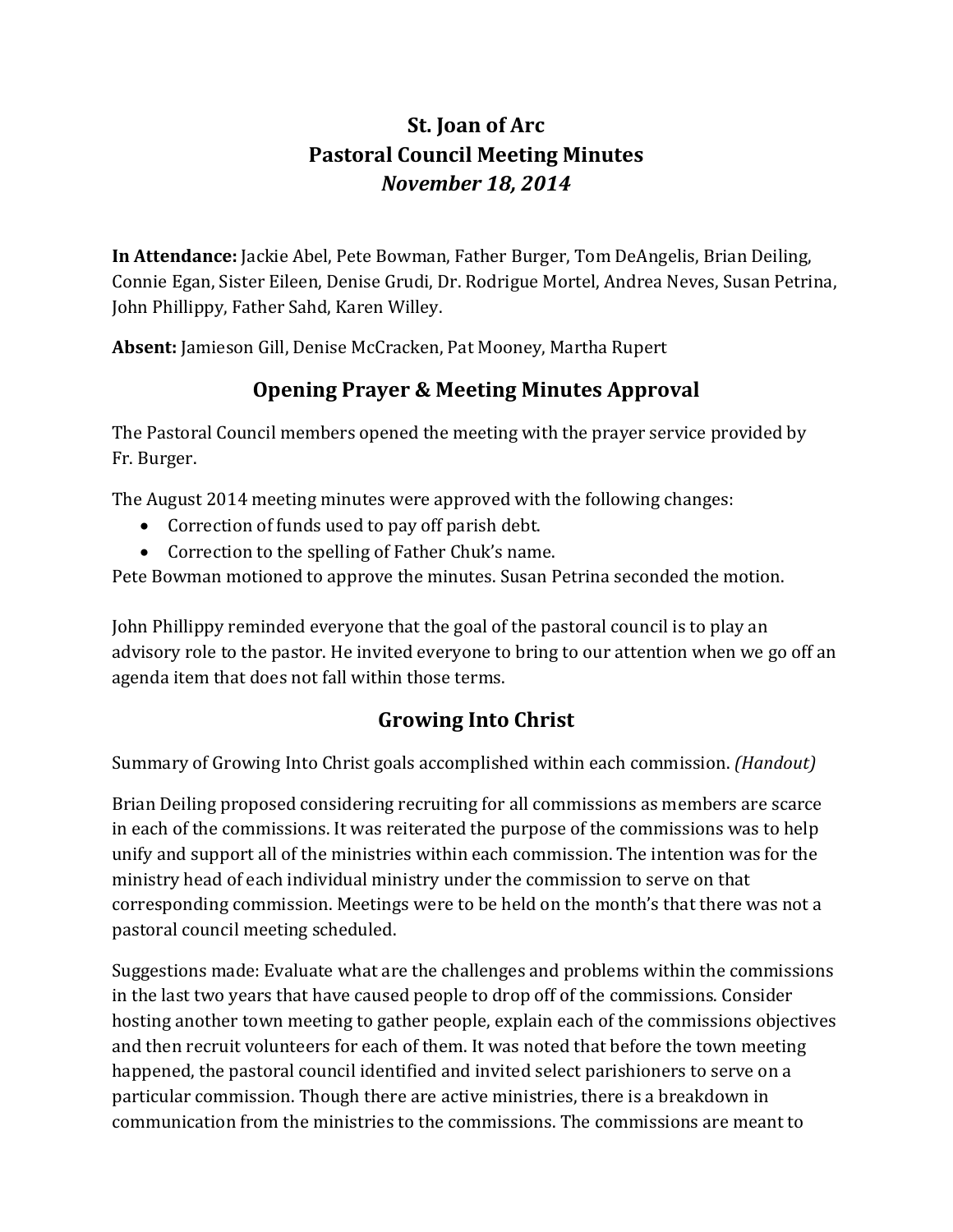# St. Joan of Arc
# Pastoral Council Meeting Minutes
## *November 18, 2014*

**In Attendance:** Jackie Abel, Pete Bowman, Father Burger, Tom DeAngelis, Brian Deiling, Connie Egan, Sister Eileen, Denise Grudi, Dr. Rodrigue Mortel, Andrea Neves, Susan Petrina, John Phillippy, Father Sahd, Karen Willey.

**Absent:** Jamieson Gill, Denise McCracken, Pat Mooney, Martha Rupert

## Opening Prayer & Meeting Minutes Approval

The Pastoral Council members opened the meeting with the prayer service provided by Fr. Burger.

The August 2014 meeting minutes were approved with the following changes:

- Correction of funds used to pay off parish debt.
- Correction to the spelling of Father Chuk's name.

Pete Bowman motioned to approve the minutes. Susan Petrina seconded the motion.

John Phillippy reminded everyone that the goal of the pastoral council is to play an advisory role to the pastor. He invited everyone to bring to our attention when we go off an agenda item that does not fall within those terms.

## Growing Into Christ

Summary of Growing Into Christ goals accomplished within each commission. *(Handout)*

Brian Deiling proposed considering recruiting for all commissions as members are scarce in each of the commissions. It was reiterated the purpose of the commissions was to help unify and support all of the ministries within each commission. The intention was for the ministry head of each individual ministry under the commission to serve on that corresponding commission. Meetings were to be held on the month's that there was not a pastoral council meeting scheduled.

Suggestions made: Evaluate what are the challenges and problems within the commissions in the last two years that have caused people to drop off of the commissions. Consider hosting another town meeting to gather people, explain each of the commissions objectives and then recruit volunteers for each of them. It was noted that before the town meeting happened, the pastoral council identified and invited select parishioners to serve on a particular commission. Though there are active ministries, there is a breakdown in communication from the ministries to the commissions. The commissions are meant to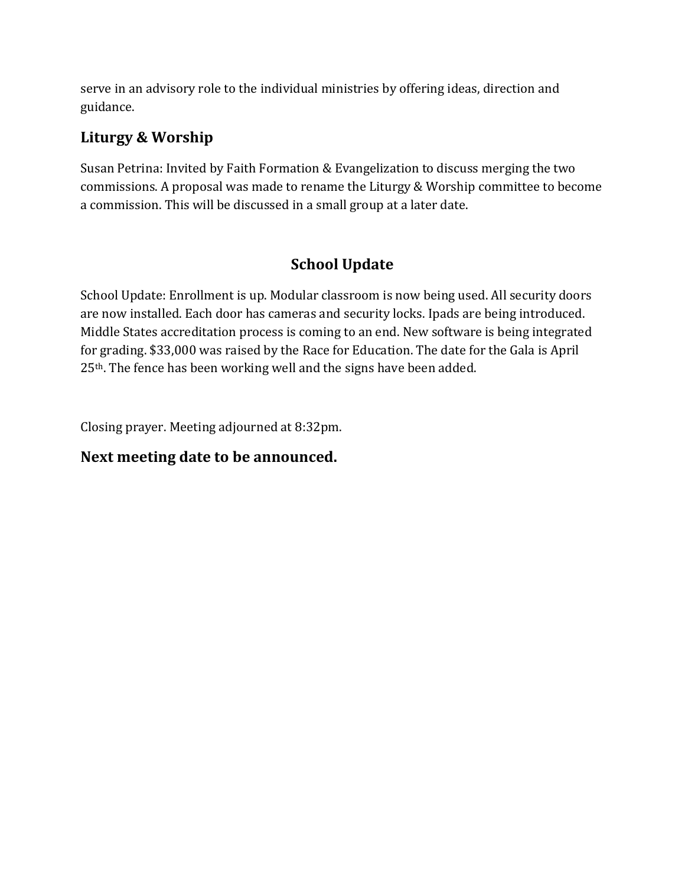serve in an advisory role to the individual ministries by offering ideas, direction and guidance.

## Liturgy & Worship

Susan Petrina: Invited by Faith Formation & Evangelization to discuss merging the two commissions. A proposal was made to rename the Liturgy & Worship committee to become a commission. This will be discussed in a small group at a later date.

## School Update

School Update: Enrollment is up. Modular classroom is now being used. All security doors are now installed. Each door has cameras and security locks. Ipads are being introduced. Middle States accreditation process is coming to an end. New software is being integrated for grading. $33,000 was raised by the Race for Education. The date for the Gala is April 25th. The fence has been working well and the signs have been added.

Closing prayer. Meeting adjourned at 8:32pm.

**Next meeting date to be announced.**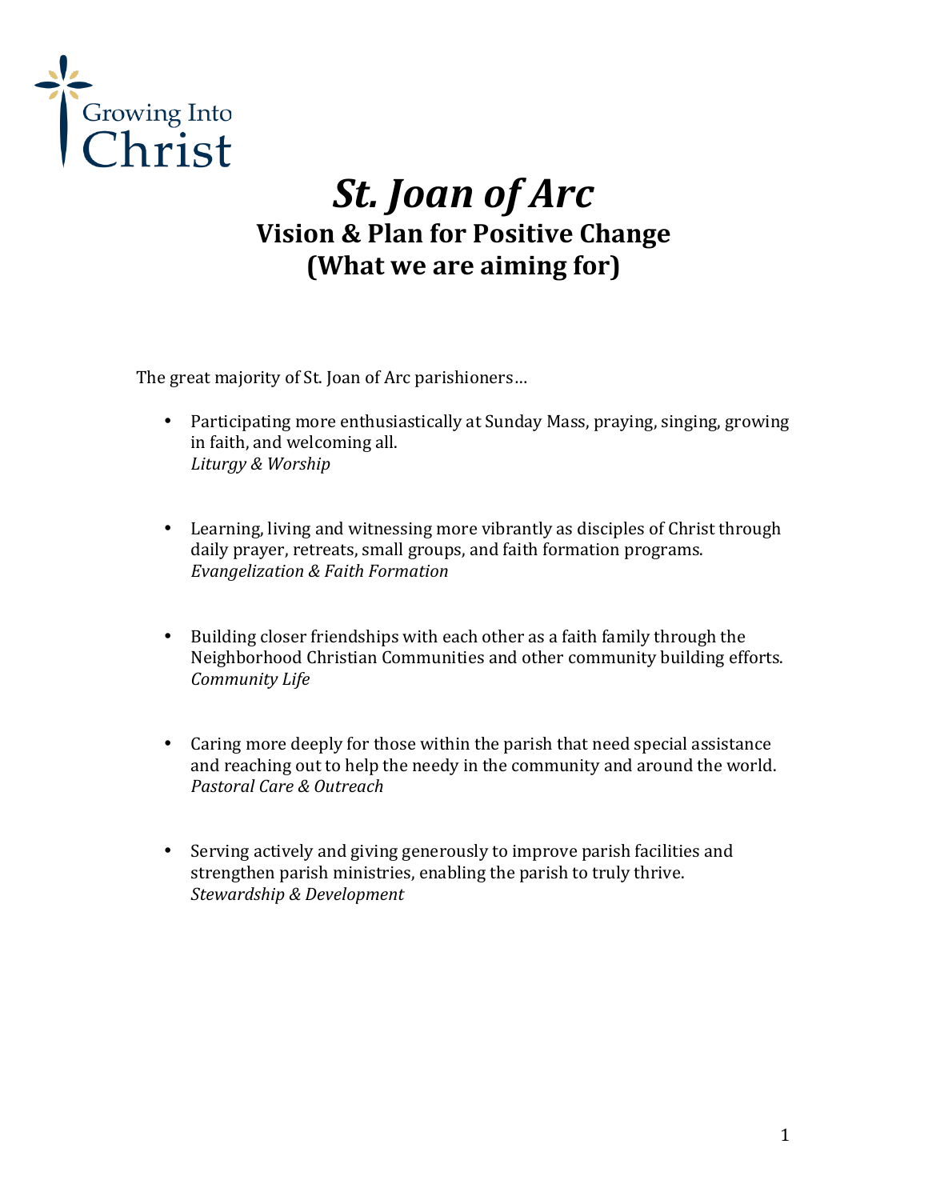Growing Into
Christ

# *St. Joan of Arc*

## Vision & Plan for Positive Change
## (What we are aiming for)

The great majority of St. Joan of Arc parishioners…

- Participating more enthusiastically at Sunday Mass, praying, singing, growing in faith, and welcoming all.
  *Liturgy & Worship*

- Learning, living and witnessing more vibrantly as disciples of Christ through daily prayer, retreats, small groups, and faith formation programs.
  *Evangelization & Faith Formation*

- Building closer friendships with each other as a faith family through the Neighborhood Christian Communities and other community building efforts.
  *Community Life*

- Caring more deeply for those within the parish that need special assistance and reaching out to help the needy in the community and around the world.
  *Pastoral Care & Outreach*

- Serving actively and giving generously to improve parish facilities and strengthen parish ministries, enabling the parish to truly thrive.
  *Stewardship & Development*